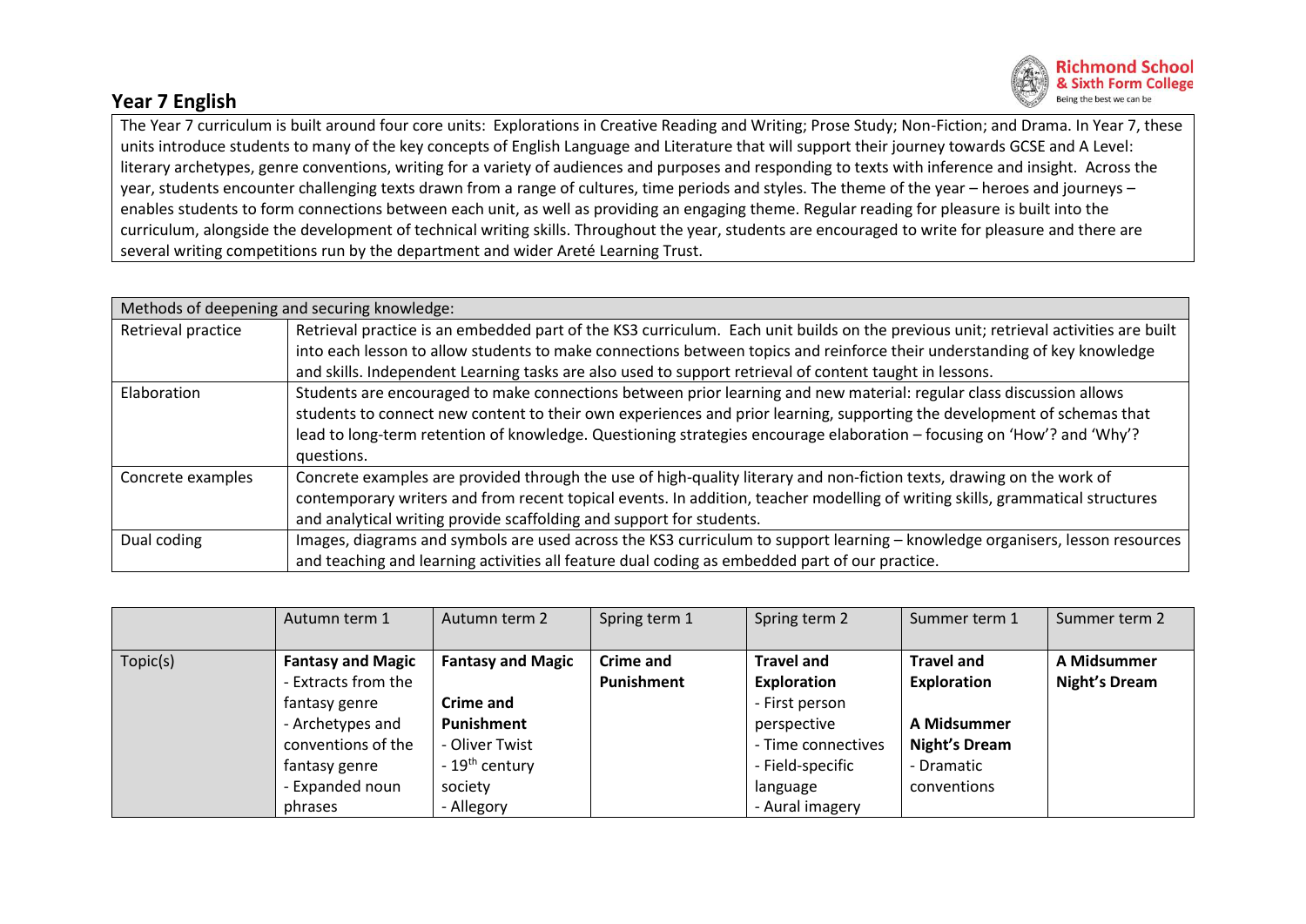## Year 7 English

The Year 7 curriculum is built around four core units: Explorations in Creative Reading and Writing; Prose Study; Non-Fiction; and Drama. In Year 7, these units introduce students to many of the key concepts of English Language and Literature that will support their journey towards GCSE and A Level: literary archetypes, genre conventions, writing for a variety of audiences and purposes and responding to texts with inference and insight. Across the year, students encounter challenging texts drawn from a range of cultures, time periods and styles. The theme of the year – heroes and journeys – enables students to form connections between each unit, as well as providing an engaging theme. Regular reading for pleasure is built into the curriculum, alongside the development of technical writing skills. Throughout the year, students are encouraged to write for pleasure and there are several writing competitions run by the department and wider Areté Learning Trust.

| Methods of deepening and securing knowledge: | |
|---|---|
| Retrieval practice | Retrieval practice is an embedded part of the KS3 curriculum. Each unit builds on the previous unit; retrieval activities are built into each lesson to allow students to make connections between topics and reinforce their understanding of key knowledge and skills. Independent Learning tasks are also used to support retrieval of content taught in lessons. |
| Elaboration | Students are encouraged to make connections between prior learning and new material: regular class discussion allows students to connect new content to their own experiences and prior learning, supporting the development of schemas that lead to long-term retention of knowledge. Questioning strategies encourage elaboration – focusing on 'How'? and 'Why'? questions. |
| Concrete examples | Concrete examples are provided through the use of high-quality literary and non-fiction texts, drawing on the work of contemporary writers and from recent topical events. In addition, teacher modelling of writing skills, grammatical structures and analytical writing provide scaffolding and support for students. |
| Dual coding | Images, diagrams and symbols are used across the KS3 curriculum to support learning – knowledge organisers, lesson resources and teaching and learning activities all feature dual coding as embedded part of our practice. |

| | Autumn term 1 | Autumn term 2 | Spring term 1 | Spring term 2 | Summer term 1 | Summer term 2 |
|---|---|---|---|---|---|---|
| Topic(s) | **Fantasy and Magic**<br>- Extracts from the fantasy genre<br>- Archetypes and conventions of the fantasy genre<br>- Expanded noun phrases | **Fantasy and Magic**<br><br>**Crime and Punishment**<br>- Oliver Twist<br>- 19th century society<br>- Allegory | **Crime and Punishment** | **Travel and Exploration**<br>- First person perspective<br>- Time connectives<br>- Field-specific language<br>- Aural imagery | **Travel and Exploration**<br><br>**A Midsummer Night's Dream**<br>- Dramatic conventions | **A Midsummer Night's Dream** |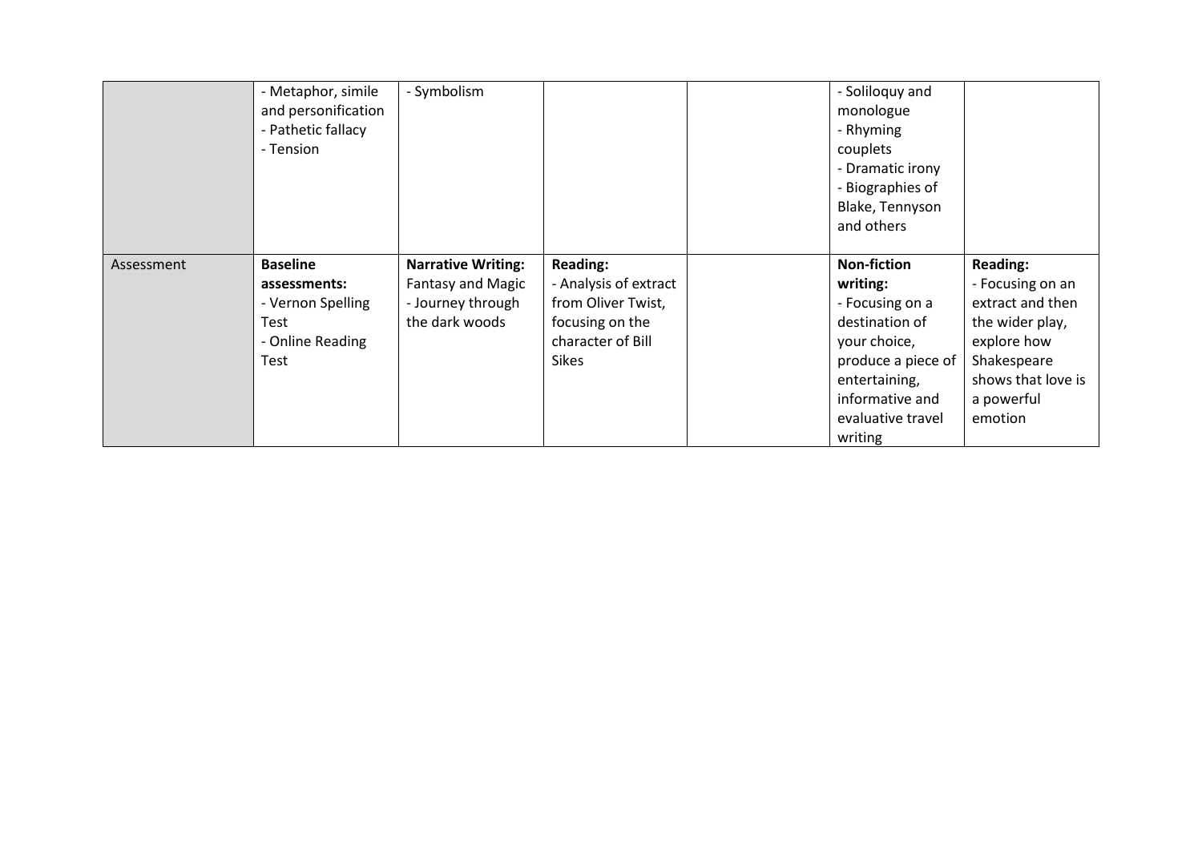| | | | | | | |
|---|---|---|---|---|---|---|
| | - Metaphor, simile and personification<br>- Pathetic fallacy<br>- Tension | - Symbolism | | | - Soliloquy and monologue<br>- Rhyming couplets<br>- Dramatic irony<br>- Biographies of Blake, Tennyson and others | |
| Assessment | **Baseline assessments:**<br>- Vernon Spelling Test<br>- Online Reading Test | **Narrative Writing:** Fantasy and Magic<br>- Journey through the dark woods | **Reading:**<br>- Analysis of extract from Oliver Twist, focusing on the character of Bill Sikes | | **Non-fiction writing:**<br>- Focusing on a destination of your choice, produce a piece of entertaining, informative and evaluative travel writing | **Reading:**<br>- Focusing on an extract and then the wider play, explore how Shakespeare shows that love is a powerful emotion |